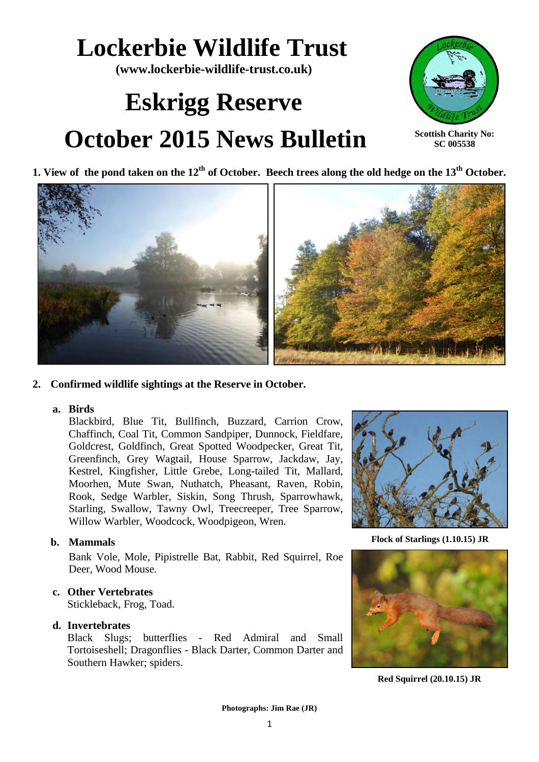# Lockerbie Wildlife Trust

**(www.lockerbie-wildlife-trust.co.uk)**

# Eskrigg Reserve

# October 2015 News Bulletin

**Scottish Charity No: SC 005538**

**1. View of the pond taken on the 12th of October. Beech trees along the old hedge on the 13th October.**

**2. Confirmed wildlife sightings at the Reserve in October.**

**a. Birds**

Blackbird, Blue Tit, Bullfinch, Buzzard, Carrion Crow, Chaffinch, Coal Tit, Common Sandpiper, Dunnock, Fieldfare, Goldcrest, Goldfinch, Great Spotted Woodpecker, Great Tit, Greenfinch, Grey Wagtail, House Sparrow, Jackdaw, Jay, Kestrel, Kingfisher, Little Grebe, Long-tailed Tit, Mallard, Moorhen, Mute Swan, Nuthatch, Pheasant, Raven, Robin, Rook, Sedge Warbler, Siskin, Song Thrush, Sparrowhawk, Starling, Swallow, Tawny Owl, Treecreeper, Tree Sparrow, Willow Warbler, Woodcock, Woodpigeon, Wren.

**Flock of Starlings (1.10.15) JR**

**b. Mammals**

Bank Vole, Mole, Pipistrelle Bat, Rabbit, Red Squirrel, Roe Deer, Wood Mouse.

**c. Other Vertebrates**

Stickleback, Frog, Toad.

**d. Invertebrates**

Black Slugs; butterflies - Red Admiral and Small Tortoiseshell; Dragonflies - Black Darter, Common Darter and Southern Hawker; spiders.

**Red Squirrel (20.10.15) JR**

**Photographs: Jim Rae (JR)**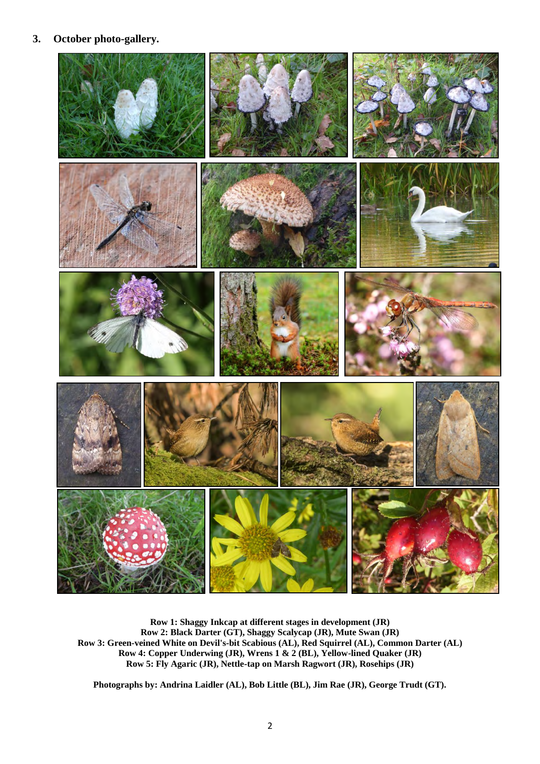## 3. October photo-gallery.

**Row 1: Shaggy Inkcap at different stages in development (JR)**
**Row 2: Black Darter (GT), Shaggy Scalycap (JR), Mute Swan (JR)**
**Row 3: Green-veined White on Devil's-bit Scabious (AL), Red Squirrel (AL), Common Darter (AL)**
**Row 4: Copper Underwing (JR), Wrens 1 & 2 (BL), Yellow-lined Quaker (JR)**
**Row 5: Fly Agaric (JR), Nettle-tap on Marsh Ragwort (JR), Rosehips (JR)**

**Photographs by: Andrina Laidler (AL), Bob Little (BL), Jim Rae (JR), George Trudt (GT).**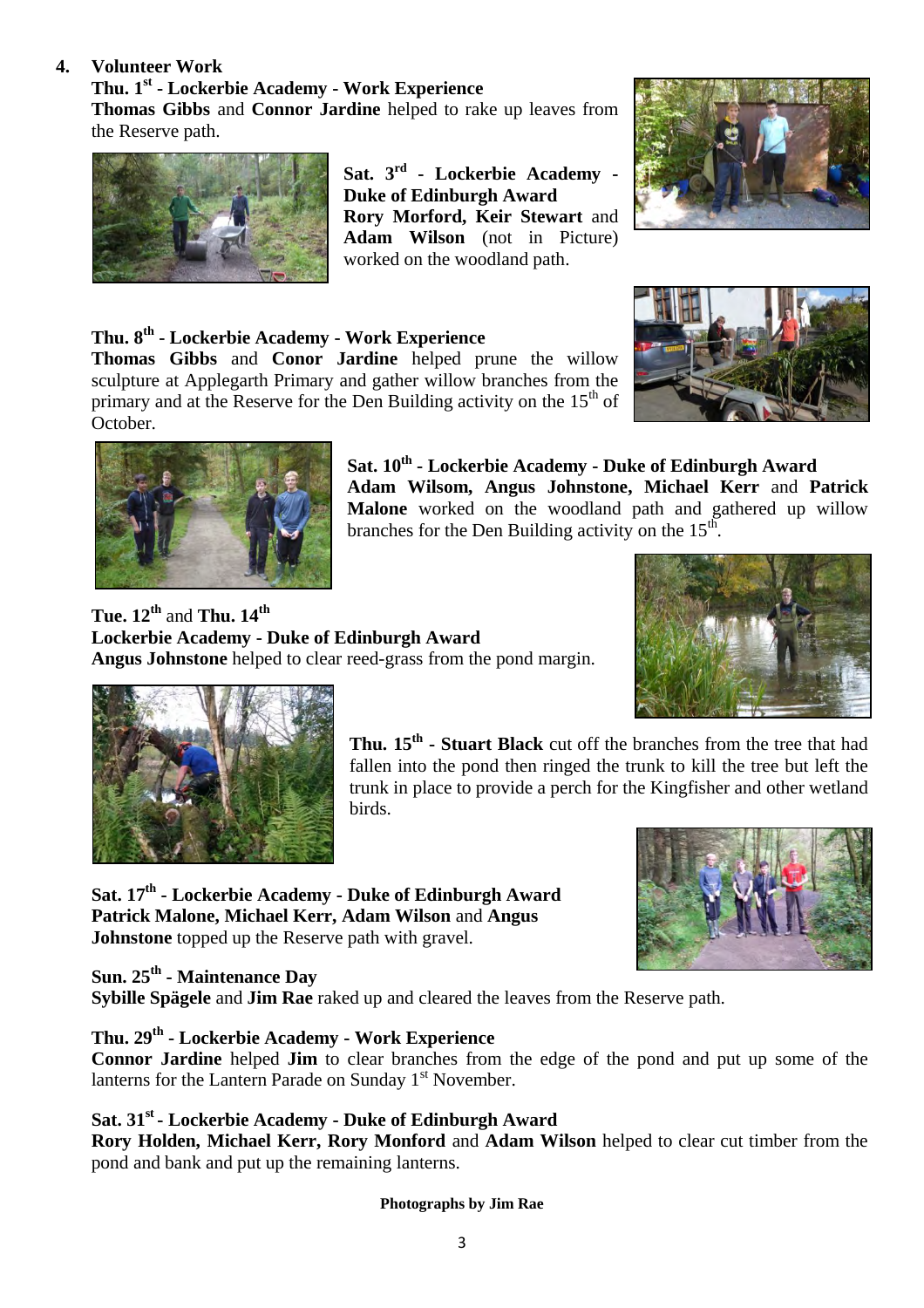## 4. Volunteer Work

**Thu. 1st - Lockerbie Academy - Work Experience**
**Thomas Gibbs** and **Connor Jardine** helped to rake up leaves from the Reserve path.

**Sat. 3rd - Lockerbie Academy - Duke of Edinburgh Award**
**Rory Morford, Keir Stewart** and **Adam Wilson** (not in Picture) worked on the woodland path.

**Thu. 8th - Lockerbie Academy - Work Experience**
**Thomas Gibbs** and **Conor Jardine** helped prune the willow sculpture at Applegarth Primary and gather willow branches from the primary and at the Reserve for the Den Building activity on the 15th of October.

**Sat. 10th - Lockerbie Academy - Duke of Edinburgh Award**
**Adam Wilsom, Angus Johnstone, Michael Kerr** and **Patrick Malone** worked on the woodland path and gathered up willow branches for the Den Building activity on the 15th.

**Tue. 12th** and **Thu. 14th**
**Lockerbie Academy - Duke of Edinburgh Award**
**Angus Johnstone** helped to clear reed-grass from the pond margin.

**Thu. 15th - Stuart Black** cut off the branches from the tree that had fallen into the pond then ringed the trunk to kill the tree but left the trunk in place to provide a perch for the Kingfisher and other wetland birds.

**Sat. 17th - Lockerbie Academy - Duke of Edinburgh Award**
**Patrick Malone, Michael Kerr, Adam Wilson** and **Angus Johnstone** topped up the Reserve path with gravel.

**Sun. 25th - Maintenance Day**
**Sybille Spägele** and **Jim Rae** raked up and cleared the leaves from the Reserve path.

**Thu. 29th - Lockerbie Academy - Work Experience**
**Connor Jardine** helped **Jim** to clear branches from the edge of the pond and put up some of the lanterns for the Lantern Parade on Sunday 1st November.

**Sat. 31st - Lockerbie Academy - Duke of Edinburgh Award**
**Rory Holden, Michael Kerr, Rory Monford** and **Adam Wilson** helped to clear cut timber from the pond and bank and put up the remaining lanterns.

**Photographs by Jim Rae**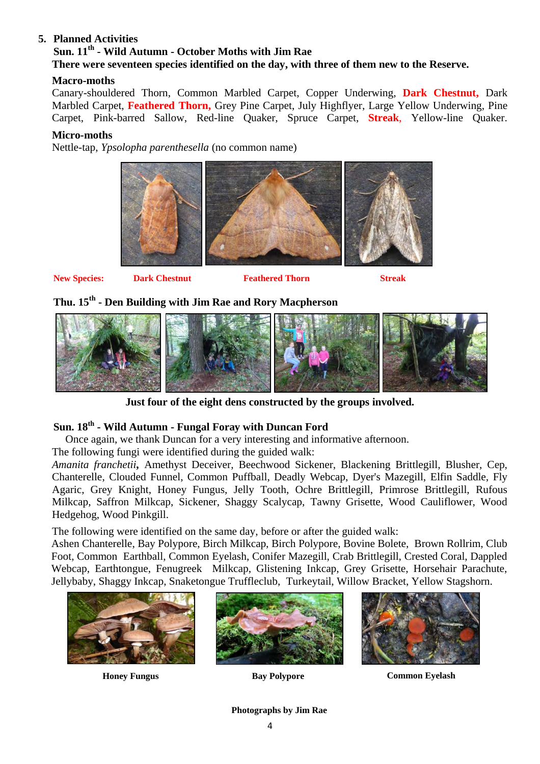## 5. Planned Activities

### Sun. 11th - Wild Autumn - October Moths with Jim Rae

**There were seventeen species identified on the day, with three of them new to the Reserve.**

**Macro-moths**

Canary-shouldered Thorn, Common Marbled Carpet, Copper Underwing, **Dark Chestnut,** Dark Marbled Carpet, **Feathered Thorn,** Grey Pine Carpet, July Highflyer, Large Yellow Underwing, Pine Carpet, Pink-barred Sallow, Red-line Quaker, Spruce Carpet, **Streak,** Yellow-line Quaker.

**Micro-moths**

Nettle-tap, *Ypsolopha parenthesella* (no common name)

**New Species:** **Dark Chestnut** **Feathered Thorn** **Streak**

### Thu. 15th - Den Building with Jim Rae and Rory Macpherson

**Just four of the eight dens constructed by the groups involved.**

### Sun. 18th - Wild Autumn - Fungal Foray with Duncan Ford

Once again, we thank Duncan for a very interesting and informative afternoon.

The following fungi were identified during the guided walk:

*Amanita franchetii***,** Amethyst Deceiver, Beechwood Sickener, Blackening Brittlegill, Blusher, Cep, Chanterelle, Clouded Funnel, Common Puffball, Deadly Webcap, Dyer's Mazegill, Elfin Saddle, Fly Agaric, Grey Knight, Honey Fungus, Jelly Tooth, Ochre Brittlegill, Primrose Brittlegill, Rufous Milkcap, Saffron Milkcap, Sickener, Shaggy Scalycap, Tawny Grisette, Wood Cauliflower, Wood Hedgehog, Wood Pinkgill.

The following were identified on the same day, before or after the guided walk:

Ashen Chanterelle, Bay Polypore, Birch Milkcap, Birch Polypore, Bovine Bolete, Brown Rollrim, Club Foot, Common Earthball, Common Eyelash, Conifer Mazegill, Crab Brittlegill, Crested Coral, Dappled Webcap, Earthtongue, Fenugreek Milkcap, Glistening Inkcap, Grey Grisette, Horsehair Parachute, Jellybaby, Shaggy Inkcap, Snaketongue Truffleclub, Turkeytail, Willow Bracket, Yellow Stagshorn.

**Honey Fungus** **Bay Polypore** **Common Eyelash**

**Photographs by Jim Rae**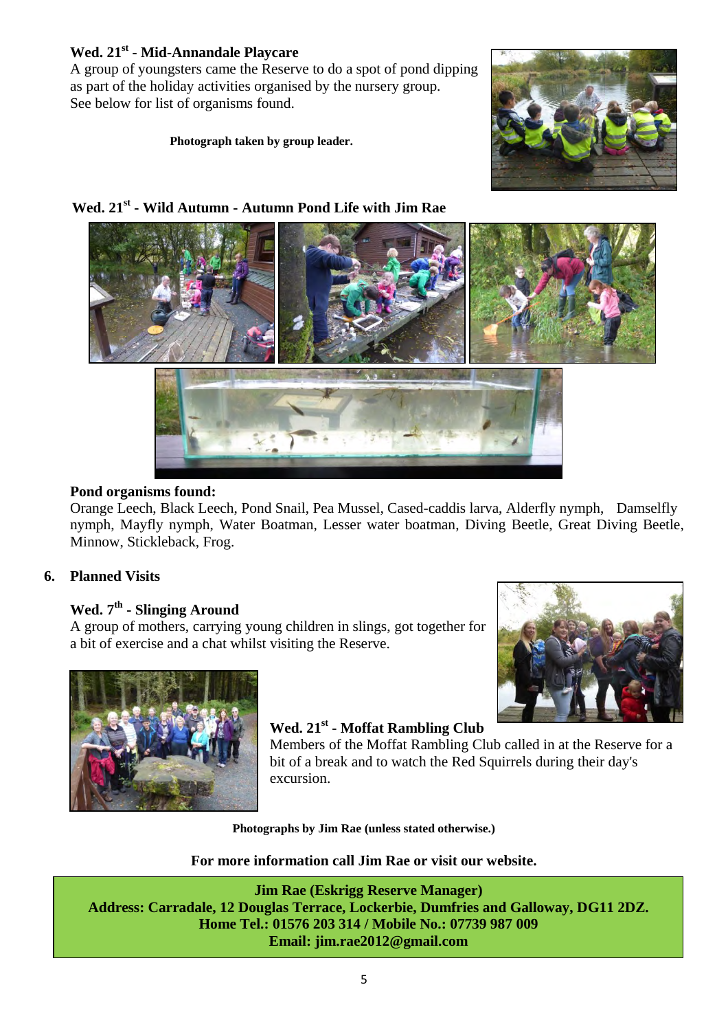### Wed. 21st - Mid-Annandale Playcare

A group of youngsters came the Reserve to do a spot of pond dipping as part of the holiday activities organised by the nursery group.
See below for list of organisms found.

**Photograph taken by group leader.**

### Wed. 21st - Wild Autumn - Autumn Pond Life with Jim Rae

**Pond organisms found:**
Orange Leech, Black Leech, Pond Snail, Pea Mussel, Cased-caddis larva, Alderfly nymph, Damselfly nymph, Mayfly nymph, Water Boatman, Lesser water boatman, Diving Beetle, Great Diving Beetle, Minnow, Stickleback, Frog.

## 6. Planned Visits

### Wed. 7th - Slinging Around

A group of mothers, carrying young children in slings, got together for a bit of exercise and a chat whilst visiting the Reserve.

### Wed. 21st - Moffat Rambling Club

Members of the Moffat Rambling Club called in at the Reserve for a bit of a break and to watch the Red Squirrels during their day's excursion.

**Photographs by Jim Rae (unless stated otherwise.)**

**For more information call Jim Rae or visit our website.**

**Jim Rae (Eskrigg Reserve Manager)**
**Address: Carradale, 12 Douglas Terrace, Lockerbie, Dumfries and Galloway, DG11 2DZ.**
**Home Tel.: 01576 203 314 / Mobile No.: 07739 987 009**
**Email: jim.rae2012@gmail.com**